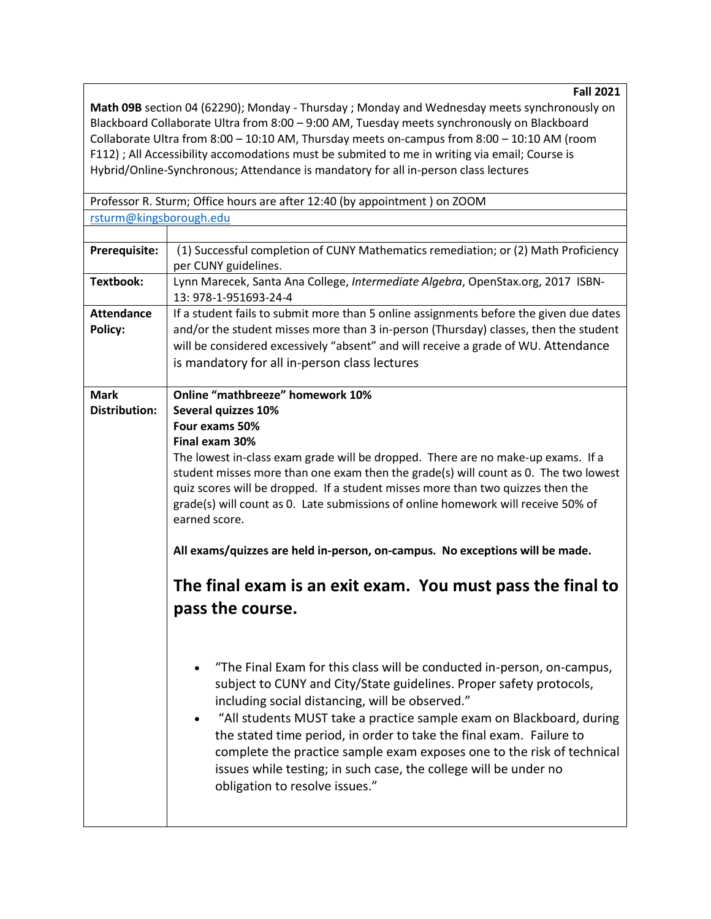**Fall 2021**

**Math 09B** section 04 (62290); Monday - Thursday ; Monday and Wednesday meets synchronously on Blackboard Collaborate Ultra from 8:00 – 9:00 AM, Tuesday meets synchronously on Blackboard Collaborate Ultra from 8:00 – 10:10 AM, Thursday meets on-campus from 8:00 – 10:10 AM (room F112) ; All Accessibility accomodations must be submited to me in writing via email; Course is Hybrid/Online-Synchronous; Attendance is mandatory for all in-person class lectures

Professor R. Sturm; Office hours are after 12:40 (by appointment ) on ZOOM

rsturm@kingsborough.edu

| | |
|---|---|
| **Prerequisite:** | (1) Successful completion of CUNY Mathematics remediation; or (2) Math Proficiency per CUNY guidelines. |
| **Textbook:** | Lynn Marecek, Santa Ana College, *Intermediate Algebra*, OpenStax.org, 2017 ISBN-13: 978-1-951693-24-4 |
| **Attendance Policy:** | If a student fails to submit more than 5 online assignments before the given due dates and/or the student misses more than 3 in-person (Thursday) classes, then the student will be considered excessively "absent" and will receive a grade of WU. Attendance is mandatory for all in-person class lectures |
| **Mark Distribution:** | **Online "mathbreeze" homework 10%**<br>**Several quizzes 10%**<br>**Four exams 50%**<br>**Final exam 30%**<br>The lowest in-class exam grade will be dropped. There are no make-up exams. If a student misses more than one exam then the grade(s) will count as 0. The two lowest quiz scores will be dropped. If a student misses more than two quizzes then the grade(s) will count as 0. Late submissions of online homework will receive 50% of earned score.<br><br>**All exams/quizzes are held in-person, on-campus. No exceptions will be made.**<br><br>**The final exam is an exit exam. You must pass the final to pass the course.**<br><br>• "The Final Exam for this class will be conducted in-person, on-campus, subject to CUNY and City/State guidelines. Proper safety protocols, including social distancing, will be observed."<br>• "All students MUST take a practice sample exam on Blackboard, during the stated time period, in order to take the final exam. Failure to complete the practice sample exam exposes one to the risk of technical issues while testing; in such case, the college will be under no obligation to resolve issues." |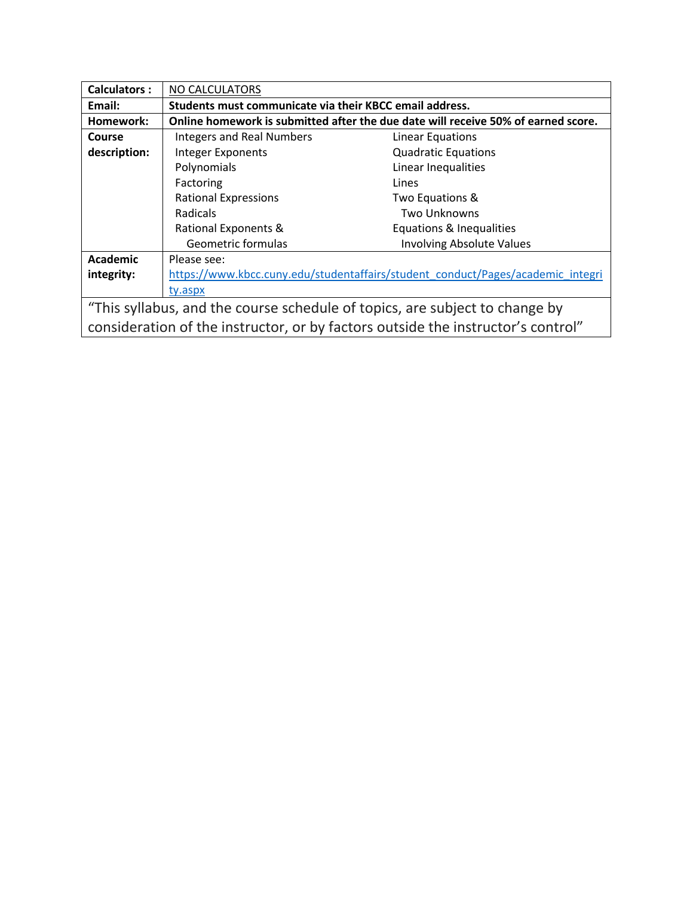| | |
|---|---|
| **Calculators :** | NO CALCULATORS |
| **Email:** | **Students must communicate via their KBCC email address.** |
| **Homework:** | **Online homework is submitted after the due date will receive 50% of earned score.** |
| **Course description:** | Integers and Real Numbers<br>Integer Exponents<br>Polynomials<br>Factoring<br>Rational Expressions<br>Radicals<br>Rational Exponents & Geometric formulas<br>Linear Equations<br>Quadratic Equations<br>Linear Inequalities<br>Lines<br>Two Equations & Two Unknowns<br>Equations & Inequalities Involving Absolute Values |
| **Academic integrity:** | Please see: https://www.kbcc.cuny.edu/studentaffairs/student_conduct/Pages/academic_integrity.aspx |
| “This syllabus, and the course schedule of topics, are subject to change by consideration of the instructor, or by factors outside the instructor’s control” | |